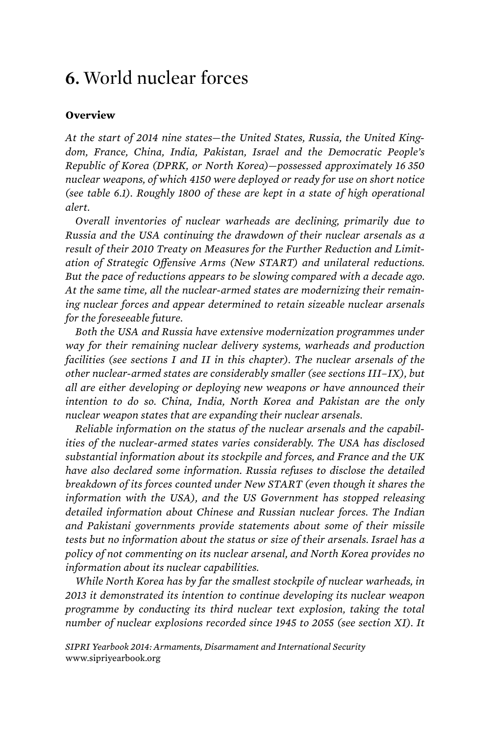# 6. World nuclear forces

### Overview

*At the start of 2014 nine states—the United States, Russia, the United Kingdom, France, China, India, Pakistan, Israel and the Democratic People's Republic of Korea (DPRK, or North Korea)—possessed approximately 16 350 nuclear weapons, of which 4150 were deployed or ready for use on short notice (see table 6.1). Roughly 1800 of these are kept in a state of high operational alert.*

*Overall inventories of nuclear warheads are declining, primarily due to Russia and the USA continuing the drawdown of their nuclear arsenals as a result of their 2010 Treaty on Measures for the Further Reduction and Limitation of Strategic Offensive Arms (New START) and unilateral reductions. But the pace of reductions appears to be slowing compared with a decade ago. At the same time, all the nuclear-armed states are modernizing their remaining nuclear forces and appear determined to retain sizeable nuclear arsenals for the foreseeable future.*

*Both the USA and Russia have extensive modernization programmes under way for their remaining nuclear delivery systems, warheads and production facilities (see sections I and II in this chapter). The nuclear arsenals of the other nuclear-armed states are considerably smaller (see sections III–IX), but all are either developing or deploying new weapons or have announced their intention to do so. China, India, North Korea and Pakistan are the only nuclear weapon states that are expanding their nuclear arsenals.*

*Reliable information on the status of the nuclear arsenals and the capabilities of the nuclear-armed states varies considerably. The USA has disclosed substantial information about its stockpile and forces, and France and the UK have also declared some information. Russia refuses to disclose the detailed breakdown of its forces counted under New START (even though it shares the information with the USA), and the US Government has stopped releasing detailed information about Chinese and Russian nuclear forces. The Indian and Pakistani governments provide statements about some of their missile tests but no information about the status or size of their arsenals. Israel has a policy of not commenting on its nuclear arsenal, and North Korea provides no information about its nuclear capabilities.*

*While North Korea has by far the smallest stockpile of nuclear warheads, in 2013 it demonstrated its intention to continue developing its nuclear weapon programme by conducting its third nuclear text explosion, taking the total number of nuclear explosions recorded since 1945 to 2055 (see section XI). It*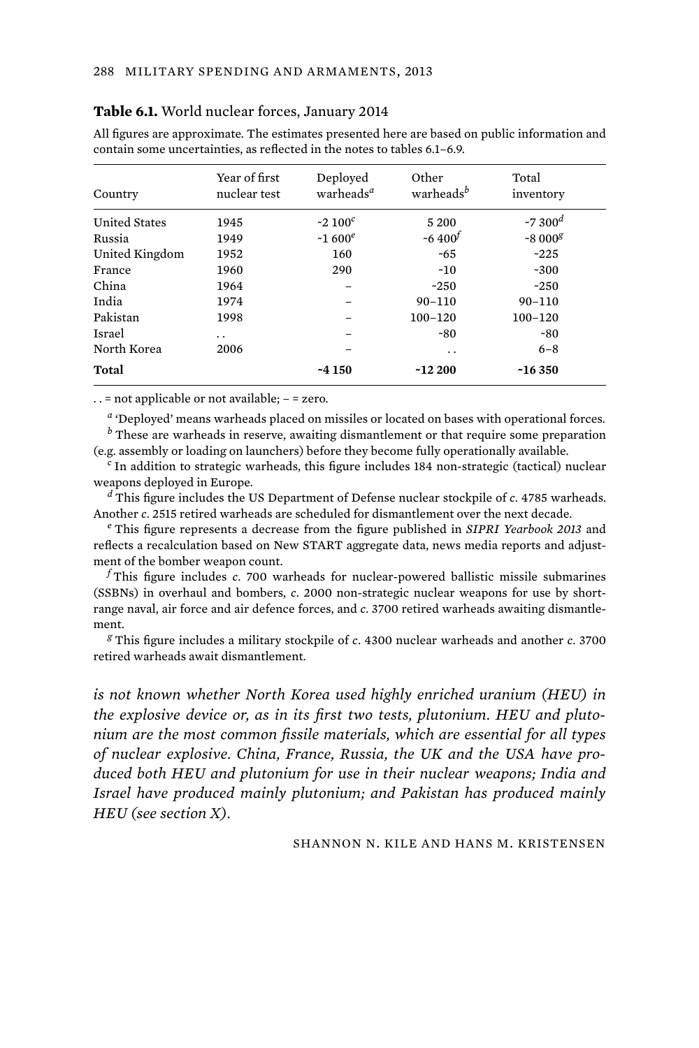**Table 6.1.** World nuclear forces, January 2014

All figures are approximate. The estimates presented here are based on public information and contain some uncertainties, as reflected in the notes to tables 6.1–6.9.

| Country | Year of first nuclear test | Deployed warheads[a] | Other warheads[b] | Total inventory |
|---|---|---|---|---|
| United States | 1945 | ~2 100[c] | 5 200 | ~7 300[d] |
| Russia | 1949 | ~1 600[e] | ~6 400[f] | ~8 000[g] |
| United Kingdom | 1952 | 160 | ~65 | ~225 |
| France | 1960 | 290 | ~10 | ~300 |
| China | 1964 | – | ~250 | ~250 |
| India | 1974 | – | 90–110 | 90–110 |
| Pakistan | 1998 | – | 100–120 | 100–120 |
| Israel | . . | – | ~80 | ~80 |
| North Korea | 2006 | – | . . | 6–8 |
| **Total** | | **~4 150** | **~12 200** | **~16 350** |

. . = not applicable or not available; – = zero.

[a] 'Deployed' means warheads placed on missiles or located on bases with operational forces.

[b] These are warheads in reserve, awaiting dismantlement or that require some preparation (e.g. assembly or loading on launchers) before they become fully operationally available.

[c] In addition to strategic warheads, this figure includes 184 non-strategic (tactical) nuclear weapons deployed in Europe.

[d] This figure includes the US Department of Defense nuclear stockpile of *c*. 4785 warheads. Another *c*. 2515 retired warheads are scheduled for dismantlement over the next decade.

[e] This figure represents a decrease from the figure published in *SIPRI Yearbook 2013* and reflects a recalculation based on New START aggregate data, news media reports and adjustment of the bomber weapon count.

[f] This figure includes *c*. 700 warheads for nuclear-powered ballistic missile submarines (SSBNs) in overhaul and bombers, *c*. 2000 non-strategic nuclear weapons for use by short-range naval, air force and air defence forces, and *c*. 3700 retired warheads awaiting dismantlement.

[g] This figure includes a military stockpile of *c*. 4300 nuclear warheads and another *c*. 3700 retired warheads await dismantlement.

*is not known whether North Korea used highly enriched uranium (HEU) in the explosive device or, as in its first two tests, plutonium. HEU and plutonium are the most common fissile materials, which are essential for all types of nuclear explosive. China, France, Russia, the UK and the USA have produced both HEU and plutonium for use in their nuclear weapons; India and Israel have produced mainly plutonium; and Pakistan has produced mainly HEU (see section X).*

SHANNON N. KILE AND HANS M. KRISTENSEN